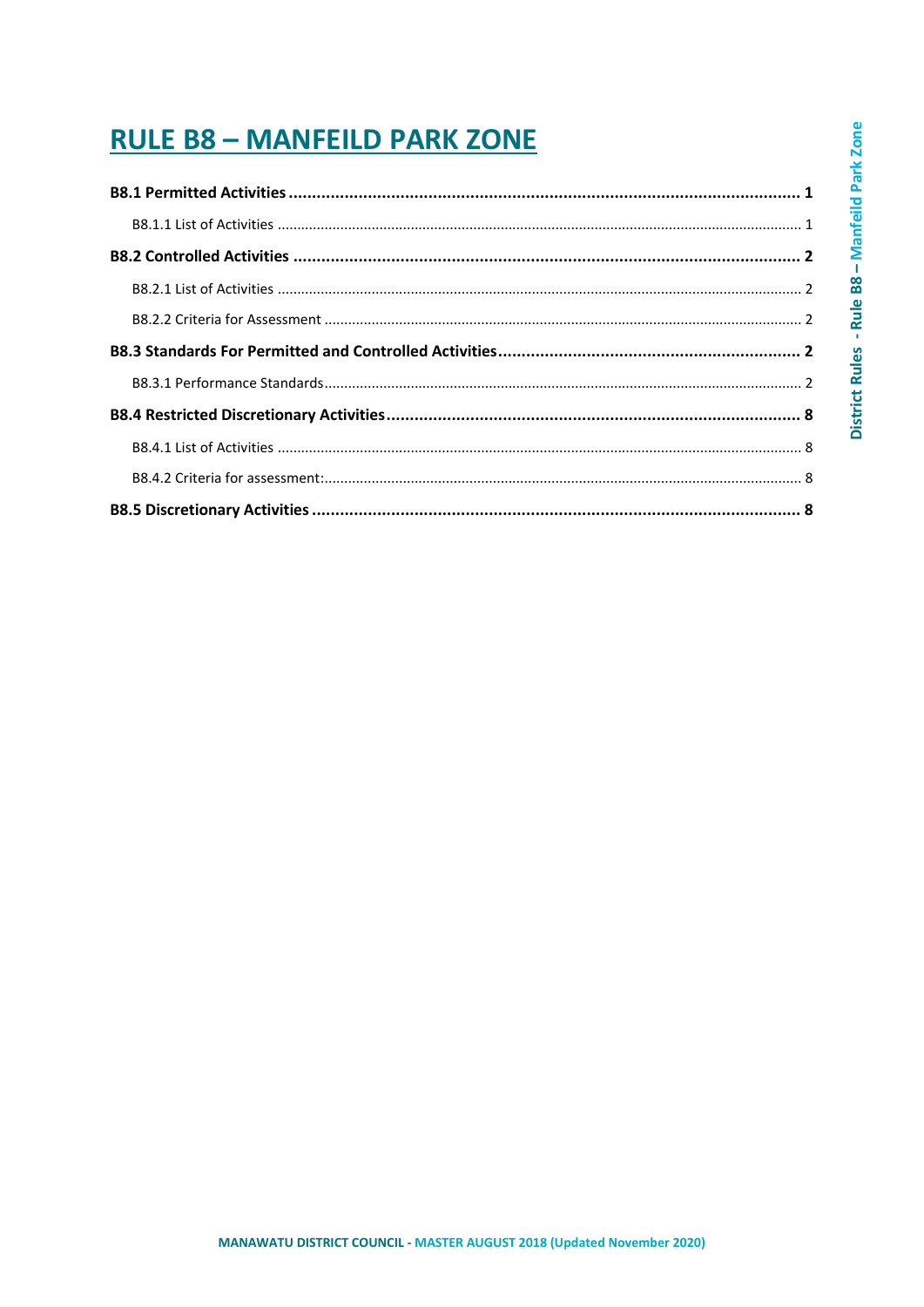# RULE B8 – MANFEILD PARK ZONE

**B8.1 Permitted Activities** ............................................................ **1**

B8.1.1 List of Activities ............................................................ 1

**B8.2 Controlled Activities** ............................................................ **2**

B8.2.1 List of Activities ............................................................ 2

B8.2.2 Criteria for Assessment ............................................................ 2

**B8.3 Standards For Permitted and Controlled Activities** ............................................................ **2**

B8.3.1 Performance Standards ............................................................ 2

**B8.4 Restricted Discretionary Activities** ............................................................ **8**

B8.4.1 List of Activities ............................................................ 8

B8.4.2 Criteria for assessment: ............................................................ 8

**B8.5 Discretionary Activities** ............................................................ **8**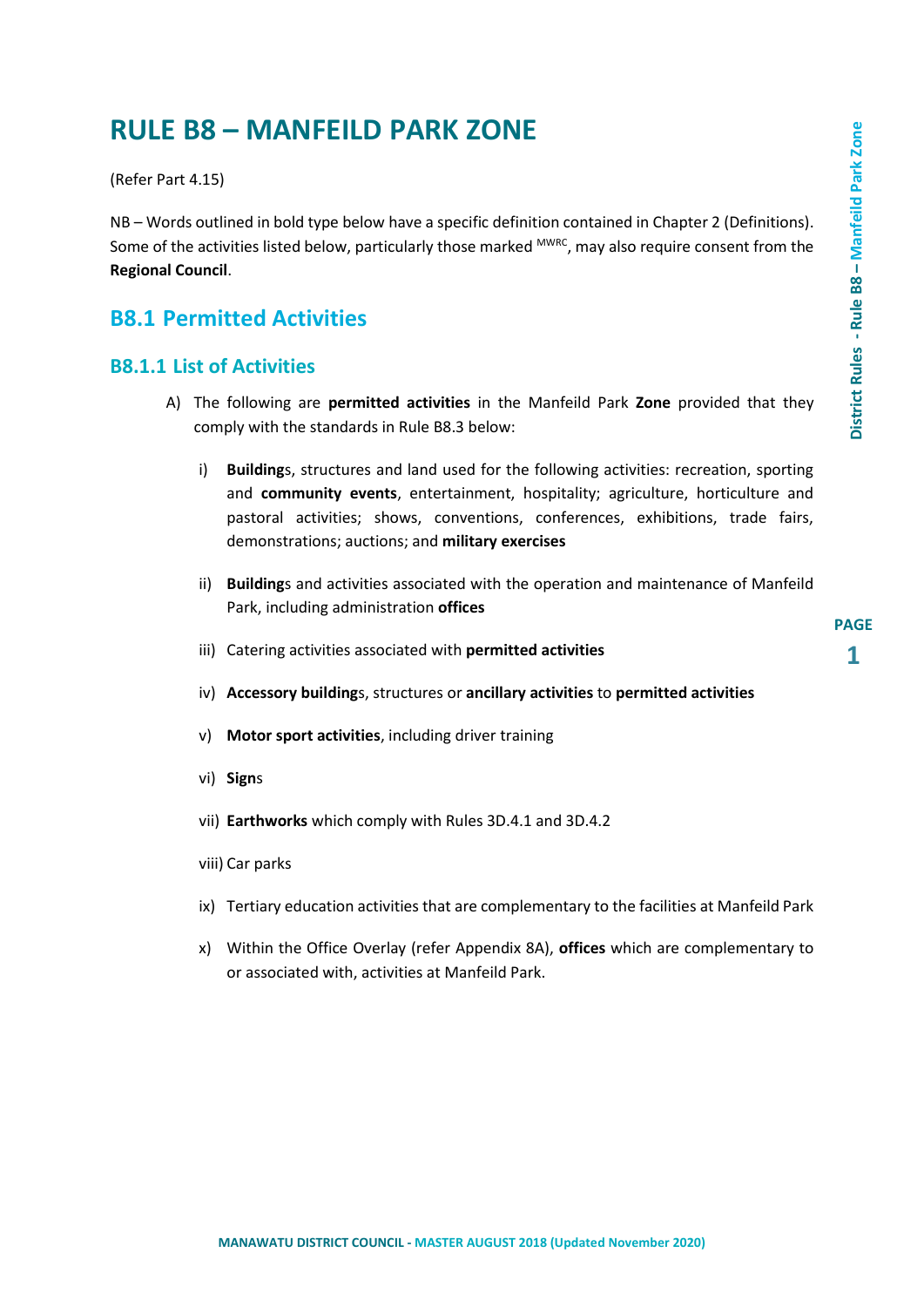# RULE B8 – MANFEILD PARK ZONE

(Refer Part 4.15)

NB – Words outlined in bold type below have a specific definition contained in Chapter 2 (Definitions). Some of the activities listed below, particularly those marked [MWRC], may also require consent from the **Regional Council**.

## B8.1 Permitted Activities

### B8.1.1 List of Activities

A) The following are **permitted activities** in the Manfeild Park **Zone** provided that they comply with the standards in Rule B8.3 below:

i) **Building**s, structures and land used for the following activities: recreation, sporting and **community events**, entertainment, hospitality; agriculture, horticulture and pastoral activities; shows, conventions, conferences, exhibitions, trade fairs, demonstrations; auctions; and **military exercises**

ii) **Building**s and activities associated with the operation and maintenance of Manfeild Park, including administration **offices**

iii) Catering activities associated with **permitted activities**

iv) **Accessory building**s, structures or **ancillary activities** to **permitted activities**

v) **Motor sport activities**, including driver training

vi) **Sign**s

vii) **Earthworks** which comply with Rules 3D.4.1 and 3D.4.2

viii) Car parks

ix) Tertiary education activities that are complementary to the facilities at Manfeild Park

x) Within the Office Overlay (refer Appendix 8A), **offices** which are complementary to or associated with, activities at Manfeild Park.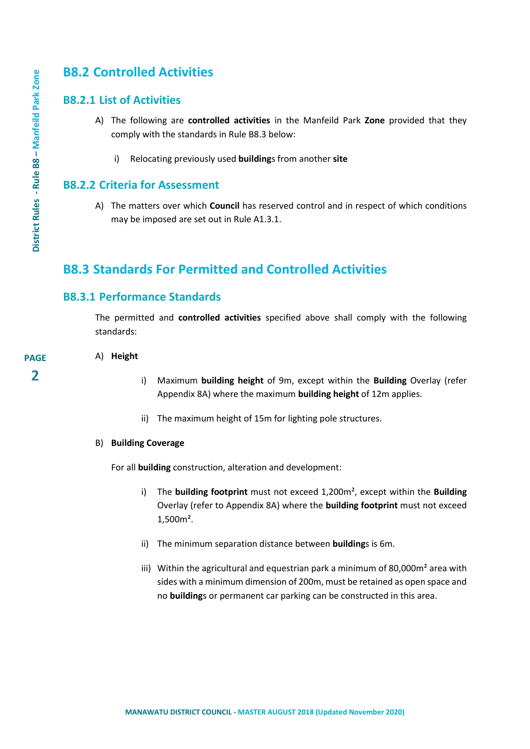## B8.2 Controlled Activities

### B8.2.1 List of Activities

A) The following are **controlled activities** in the Manfeild Park **Zone** provided that they comply with the standards in Rule B8.3 below:

   i) Relocating previously used **building**s from another **site**

### B8.2.2 Criteria for Assessment

A) The matters over which **Council** has reserved control and in respect of which conditions may be imposed are set out in Rule A1.3.1.

## B8.3 Standards For Permitted and Controlled Activities

### B8.3.1 Performance Standards

The permitted and **controlled activities** specified above shall comply with the following standards:

A) **Height**

   i) Maximum **building height** of 9m, except within the **Building** Overlay (refer Appendix 8A) where the maximum **building height** of 12m applies.

   ii) The maximum height of 15m for lighting pole structures.

B) **Building Coverage**

For all **building** construction, alteration and development:

   i) The **building footprint** must not exceed 1,200m², except within the **Building** Overlay (refer to Appendix 8A) where the **building footprint** must not exceed 1,500m².

   ii) The minimum separation distance between **building**s is 6m.

   iii) Within the agricultural and equestrian park a minimum of 80,000m² area with sides with a minimum dimension of 200m, must be retained as open space and no **building**s or permanent car parking can be constructed in this area.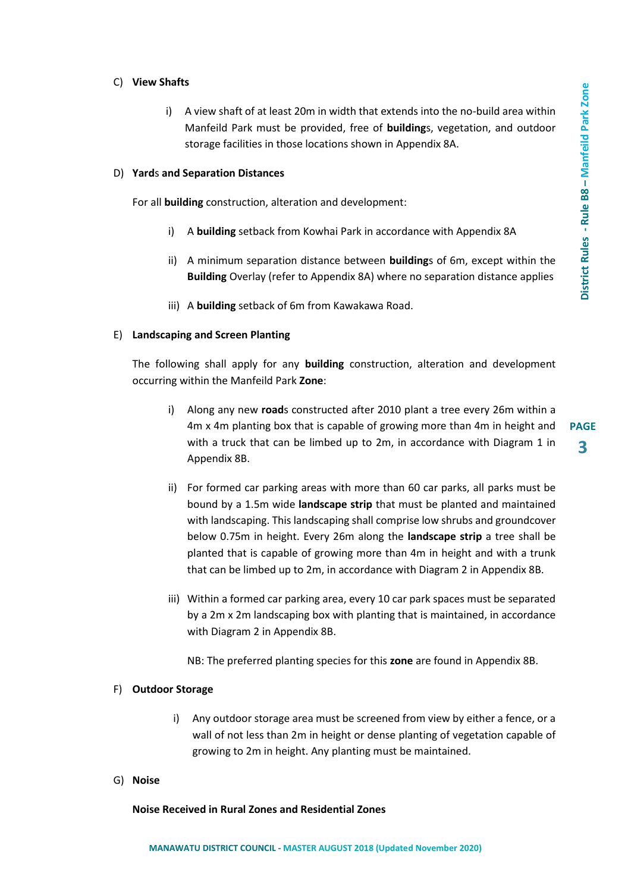C) **View Shafts**

i) A view shaft of at least 20m in width that extends into the no-build area within Manfeild Park must be provided, free of **building**s, vegetation, and outdoor storage facilities in those locations shown in Appendix 8A.

D) **Yard**s **and Separation Distances**

For all **building** construction, alteration and development:

i) A **building** setback from Kowhai Park in accordance with Appendix 8A

ii) A minimum separation distance between **building**s of 6m, except within the **Building** Overlay (refer to Appendix 8A) where no separation distance applies

iii) A **building** setback of 6m from Kawakawa Road.

E) **Landscaping and Screen Planting**

The following shall apply for any **building** construction, alteration and development occurring within the Manfeild Park **Zone**:

i) Along any new **road**s constructed after 2010 plant a tree every 26m within a 4m x 4m planting box that is capable of growing more than 4m in height and with a truck that can be limbed up to 2m, in accordance with Diagram 1 in Appendix 8B.

ii) For formed car parking areas with more than 60 car parks, all parks must be bound by a 1.5m wide **landscape strip** that must be planted and maintained with landscaping. This landscaping shall comprise low shrubs and groundcover below 0.75m in height. Every 26m along the **landscape strip** a tree shall be planted that is capable of growing more than 4m in height and with a trunk that can be limbed up to 2m, in accordance with Diagram 2 in Appendix 8B.

iii) Within a formed car parking area, every 10 car park spaces must be separated by a 2m x 2m landscaping box with planting that is maintained, in accordance with Diagram 2 in Appendix 8B.

NB: The preferred planting species for this **zone** are found in Appendix 8B.

F) **Outdoor Storage**

i) Any outdoor storage area must be screened from view by either a fence, or a wall of not less than 2m in height or dense planting of vegetation capable of growing to 2m in height. Any planting must be maintained.

G) **Noise**

**Noise Received in Rural Zones and Residential Zones**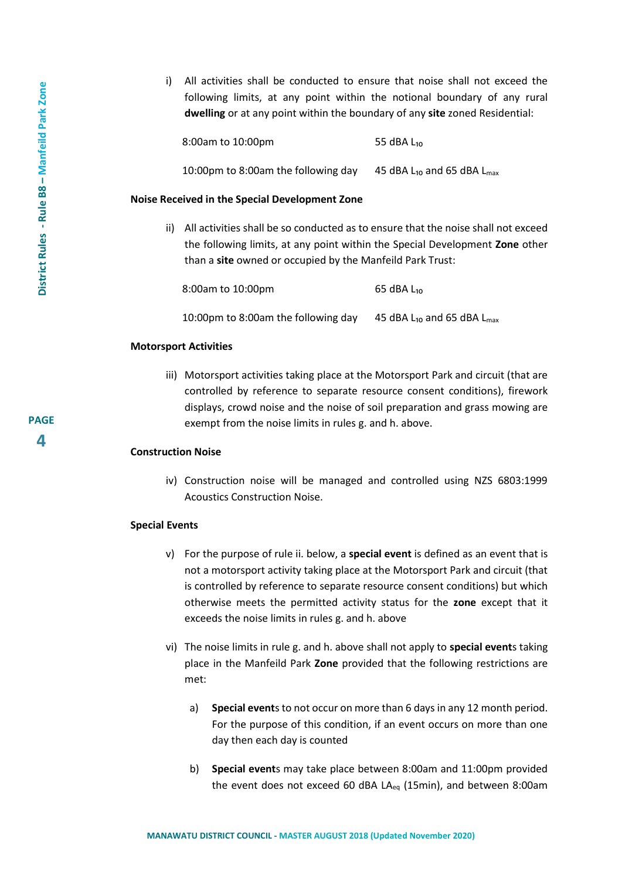i) All activities shall be conducted to ensure that noise shall not exceed the following limits, at any point within the notional boundary of any rural **dwelling** or at any point within the boundary of any **site** zoned Residential:

| | |
|---|---|
| 8:00am to 10:00pm | 55 dBA $L_{10}$ |
| 10:00pm to 8:00am the following day | 45 dBA $L_{10}$ and 65 dBA $L_{max}$ |

**Noise Received in the Special Development Zone**

ii) All activities shall be so conducted as to ensure that the noise shall not exceed the following limits, at any point within the Special Development **Zone** other than a **site** owned or occupied by the Manfeild Park Trust:

| | |
|---|---|
| 8:00am to 10:00pm | 65 dBA $L_{10}$ |
| 10:00pm to 8:00am the following day | 45 dBA $L_{10}$ and 65 dBA $L_{max}$ |

**Motorsport Activities**

iii) Motorsport activities taking place at the Motorsport Park and circuit (that are controlled by reference to separate resource consent conditions), firework displays, crowd noise and the noise of soil preparation and grass mowing are exempt from the noise limits in rules g. and h. above.

**Construction Noise**

iv) Construction noise will be managed and controlled using NZS 6803:1999 Acoustics Construction Noise.

**Special Events**

v) For the purpose of rule ii. below, a **special event** is defined as an event that is not a motorsport activity taking place at the Motorsport Park and circuit (that is controlled by reference to separate resource consent conditions) but which otherwise meets the permitted activity status for the **zone** except that it exceeds the noise limits in rules g. and h. above

vi) The noise limits in rule g. and h. above shall not apply to **special event**s taking place in the Manfeild Park **Zone** provided that the following restrictions are met:

   a) **Special event**s to not occur on more than 6 days in any 12 month period. For the purpose of this condition, if an event occurs on more than one day then each day is counted

   b) **Special event**s may take place between 8:00am and 11:00pm provided the event does not exceed 60 dBA $LA_{eq}$ (15min), and between 8:00am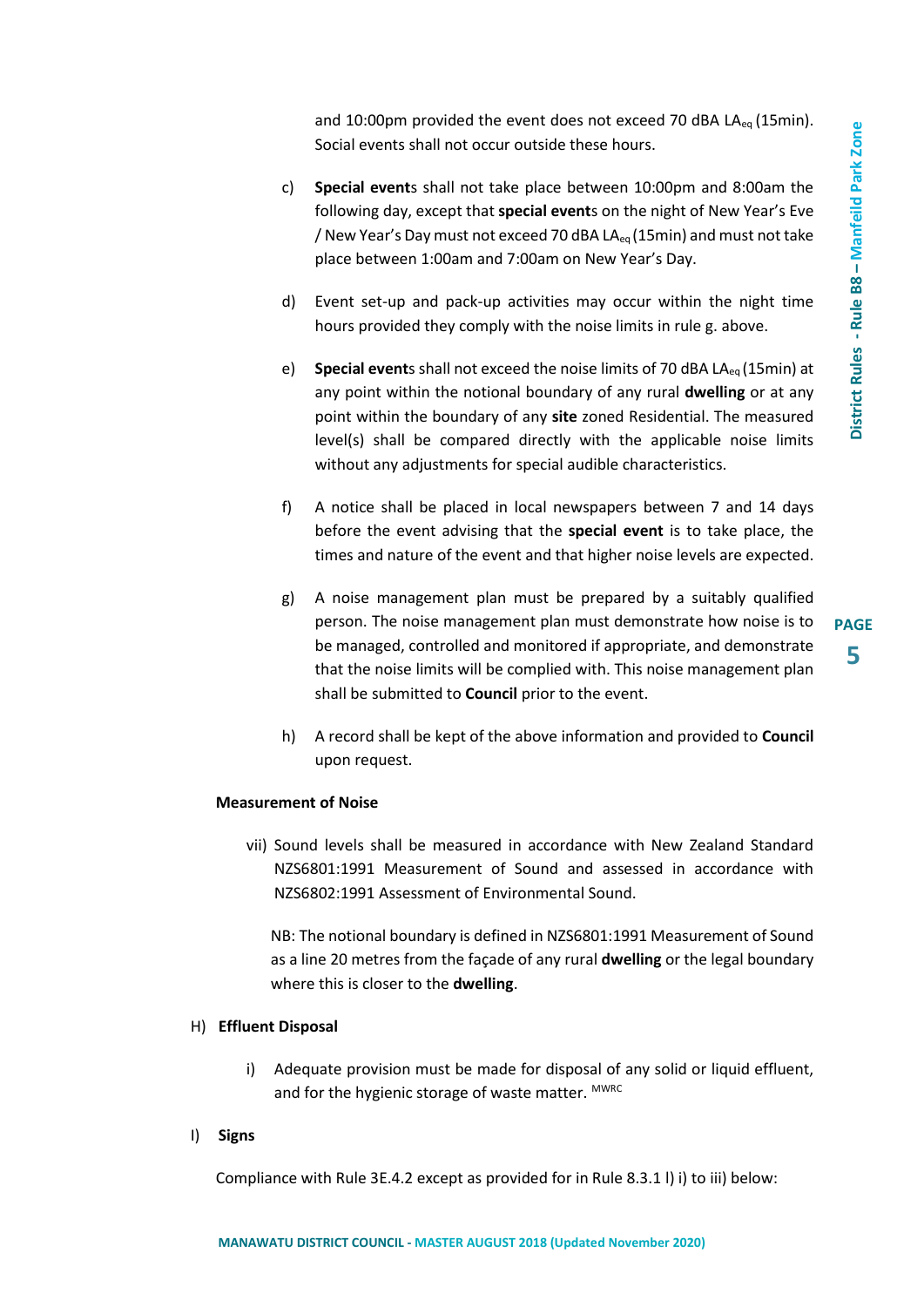and 10:00pm provided the event does not exceed 70 dBA $LA_{eq}$ (15min). Social events shall not occur outside these hours.

c) **Special event**s shall not take place between 10:00pm and 8:00am the following day, except that **special event**s on the night of New Year's Eve / New Year's Day must not exceed 70 dBA $LA_{eq}$ (15min) and must not take place between 1:00am and 7:00am on New Year's Day.

d) Event set-up and pack-up activities may occur within the night time hours provided they comply with the noise limits in rule g. above.

e) **Special event**s shall not exceed the noise limits of 70 dBA $LA_{eq}$ (15min) at any point within the notional boundary of any rural **dwelling** or at any point within the boundary of any **site** zoned Residential. The measured level(s) shall be compared directly with the applicable noise limits without any adjustments for special audible characteristics.

f) A notice shall be placed in local newspapers between 7 and 14 days before the event advising that the **special event** is to take place, the times and nature of the event and that higher noise levels are expected.

g) A noise management plan must be prepared by a suitably qualified person. The noise management plan must demonstrate how noise is to be managed, controlled and monitored if appropriate, and demonstrate that the noise limits will be complied with. This noise management plan shall be submitted to **Council** prior to the event.

h) A record shall be kept of the above information and provided to **Council** upon request.

**Measurement of Noise**

vii) Sound levels shall be measured in accordance with New Zealand Standard NZS6801:1991 Measurement of Sound and assessed in accordance with NZS6802:1991 Assessment of Environmental Sound.

NB: The notional boundary is defined in NZS6801:1991 Measurement of Sound as a line 20 metres from the façade of any rural **dwelling** or the legal boundary where this is closer to the **dwelling**.

H) **Effluent Disposal**

i) Adequate provision must be made for disposal of any solid or liquid effluent, and for the hygienic storage of waste matter. [MWRC]

I) **Signs**

Compliance with Rule 3E.4.2 except as provided for in Rule 8.3.1 I) i) to iii) below: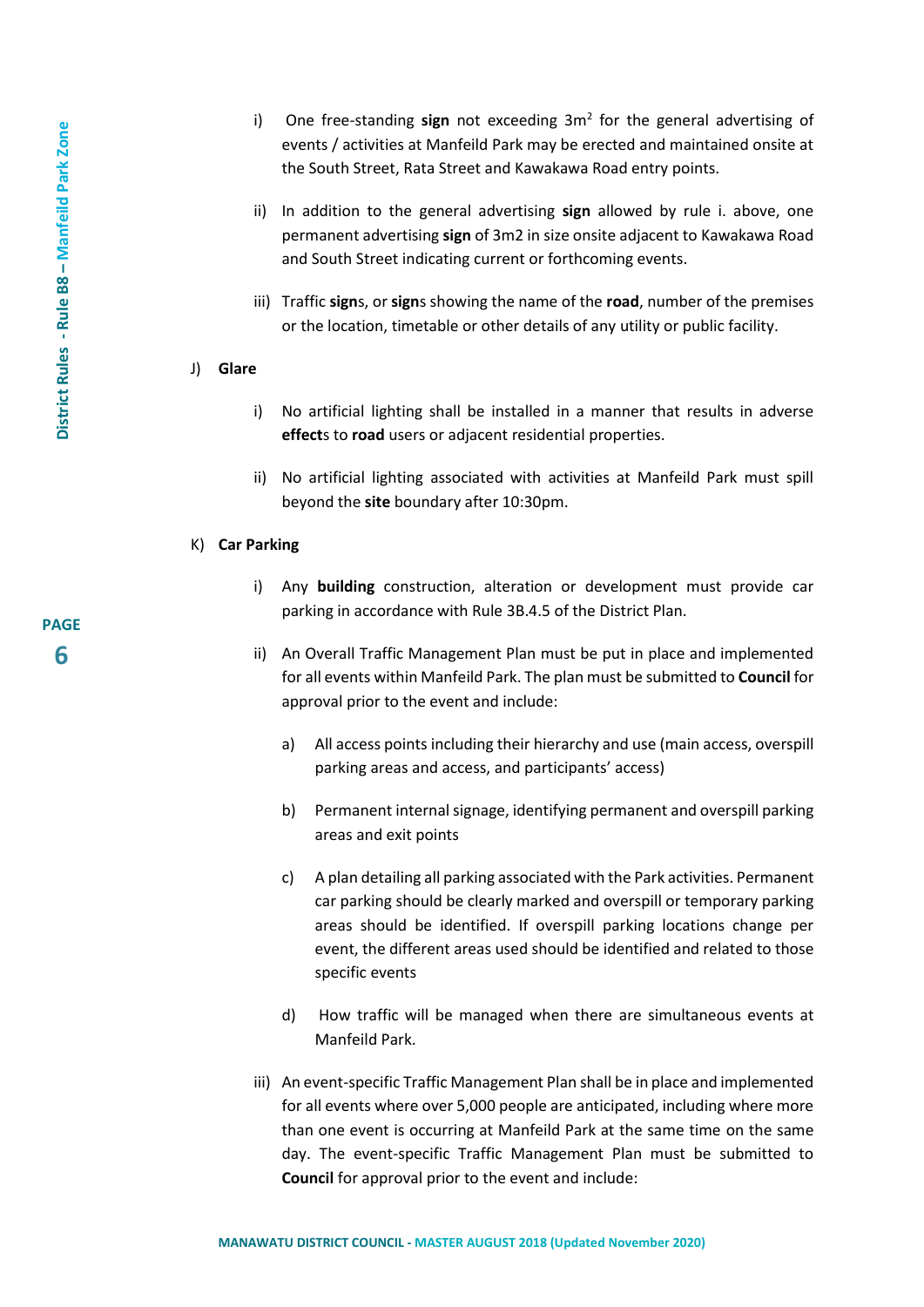i) One free-standing **sign** not exceeding 3m$^2$ for the general advertising of events / activities at Manfeild Park may be erected and maintained onsite at the South Street, Rata Street and Kawakawa Road entry points.

ii) In addition to the general advertising **sign** allowed by rule i. above, one permanent advertising **sign** of 3m2 in size onsite adjacent to Kawakawa Road and South Street indicating current or forthcoming events.

iii) Traffic **sign**s, or **sign**s showing the name of the **road**, number of the premises or the location, timetable or other details of any utility or public facility.

J) **Glare**

i) No artificial lighting shall be installed in a manner that results in adverse **effect**s to **road** users or adjacent residential properties.

ii) No artificial lighting associated with activities at Manfeild Park must spill beyond the **site** boundary after 10:30pm.

K) **Car Parking**

i) Any **building** construction, alteration or development must provide car parking in accordance with Rule 3B.4.5 of the District Plan.

ii) An Overall Traffic Management Plan must be put in place and implemented for all events within Manfeild Park. The plan must be submitted to **Council** for approval prior to the event and include:

a) All access points including their hierarchy and use (main access, overspill parking areas and access, and participants' access)

b) Permanent internal signage, identifying permanent and overspill parking areas and exit points

c) A plan detailing all parking associated with the Park activities. Permanent car parking should be clearly marked and overspill or temporary parking areas should be identified. If overspill parking locations change per event, the different areas used should be identified and related to those specific events

d) How traffic will be managed when there are simultaneous events at Manfeild Park.

iii) An event-specific Traffic Management Plan shall be in place and implemented for all events where over 5,000 people are anticipated, including where more than one event is occurring at Manfeild Park at the same time on the same day. The event-specific Traffic Management Plan must be submitted to **Council** for approval prior to the event and include: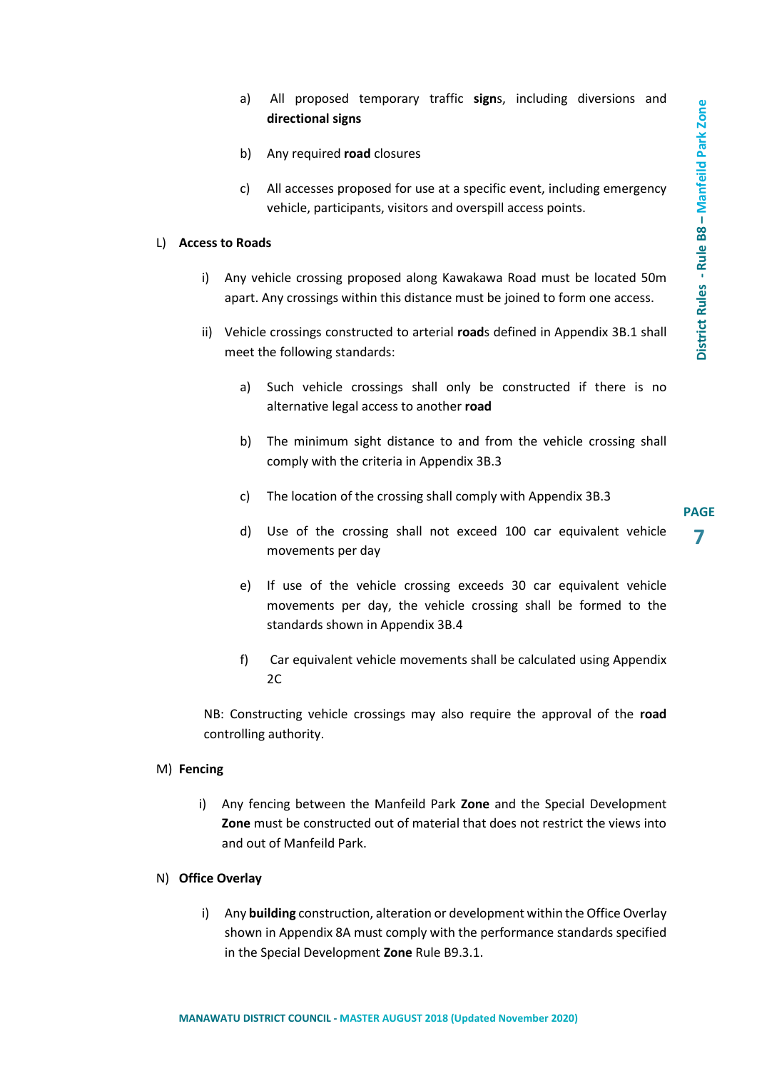a) All proposed temporary traffic **sign**s, including diversions and **directional signs**

b) Any required **road** closures

c) All accesses proposed for use at a specific event, including emergency vehicle, participants, visitors and overspill access points.

L) **Access to Roads**

i) Any vehicle crossing proposed along Kawakawa Road must be located 50m apart. Any crossings within this distance must be joined to form one access.

ii) Vehicle crossings constructed to arterial **road**s defined in Appendix 3B.1 shall meet the following standards:

a) Such vehicle crossings shall only be constructed if there is no alternative legal access to another **road**

b) The minimum sight distance to and from the vehicle crossing shall comply with the criteria in Appendix 3B.3

c) The location of the crossing shall comply with Appendix 3B.3

d) Use of the crossing shall not exceed 100 car equivalent vehicle movements per day

e) If use of the vehicle crossing exceeds 30 car equivalent vehicle movements per day, the vehicle crossing shall be formed to the standards shown in Appendix 3B.4

f) Car equivalent vehicle movements shall be calculated using Appendix 2C

NB: Constructing vehicle crossings may also require the approval of the **road** controlling authority.

M) **Fencing**

i) Any fencing between the Manfeild Park **Zone** and the Special Development **Zone** must be constructed out of material that does not restrict the views into and out of Manfeild Park.

N) **Office Overlay**

i) Any **building** construction, alteration or development within the Office Overlay shown in Appendix 8A must comply with the performance standards specified in the Special Development **Zone** Rule B9.3.1.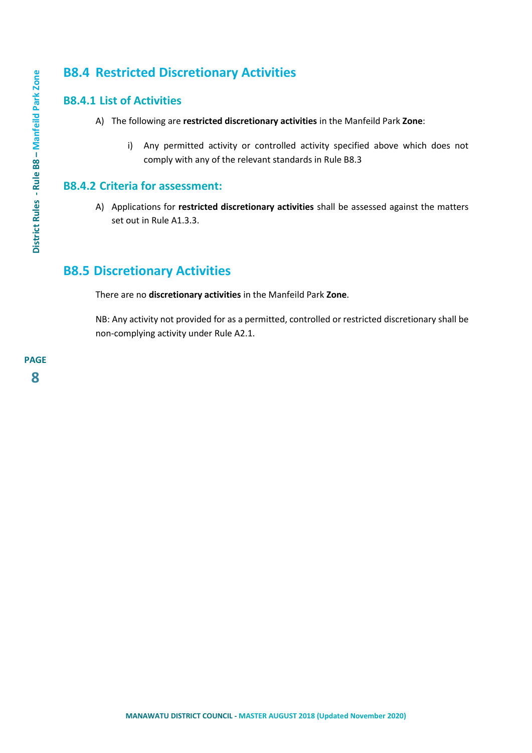## B8.4 Restricted Discretionary Activities

### B8.4.1 List of Activities

A) The following are **restricted discretionary activities** in the Manfeild Park **Zone**:

   i) Any permitted activity or controlled activity specified above which does not comply with any of the relevant standards in Rule B8.3

### B8.4.2 Criteria for assessment:

A) Applications for **restricted discretionary activities** shall be assessed against the matters set out in Rule A1.3.3.

## B8.5 Discretionary Activities

There are no **discretionary activities** in the Manfeild Park **Zone**.

NB: Any activity not provided for as a permitted, controlled or restricted discretionary shall be non-complying activity under Rule A2.1.